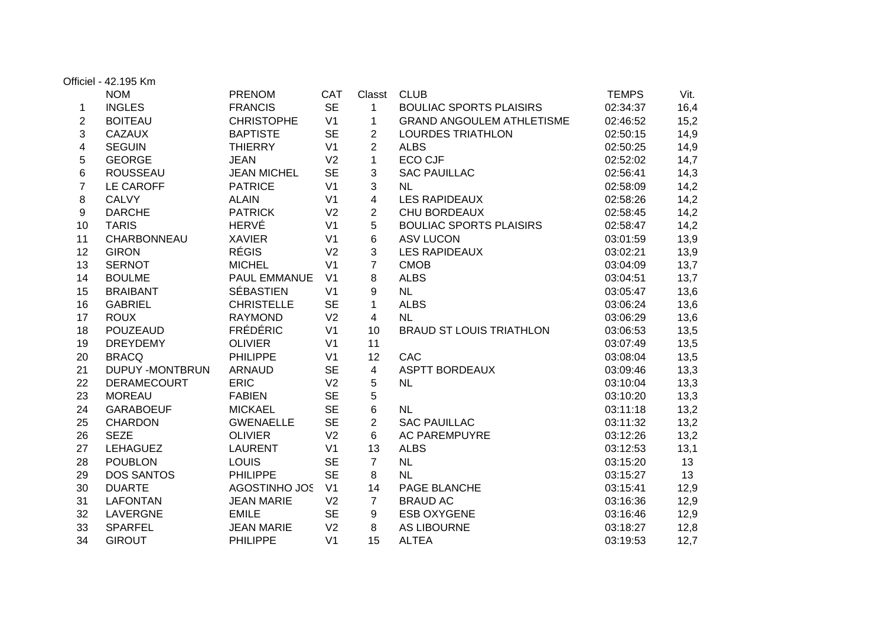Officiel - 42.195 Km

| | NOM | PRENOM | CAT | Classt | CLUB | TEMPS | Vit. |
|---|---|---|---|---|---|---|---|
| 1 | INGLES | FRANCIS | SE | 1 | BOULIAC SPORTS PLAISIRS | 02:34:37 | 16,4 |
| 2 | BOITEAU | CHRISTOPHE | V1 | 1 | GRAND ANGOULEM ATHLETISME | 02:46:52 | 15,2 |
| 3 | CAZAUX | BAPTISTE | SE | 2 | LOURDES TRIATHLON | 02:50:15 | 14,9 |
| 4 | SEGUIN | THIERRY | V1 | 2 | ALBS | 02:50:25 | 14,9 |
| 5 | GEORGE | JEAN | V2 | 1 | ECO CJF | 02:52:02 | 14,7 |
| 6 | ROUSSEAU | JEAN MICHEL | SE | 3 | SAC PAUILLAC | 02:56:41 | 14,3 |
| 7 | LE CAROFF | PATRICE | V1 | 3 | NL | 02:58:09 | 14,2 |
| 8 | CALVY | ALAIN | V1 | 4 | LES RAPIDEAUX | 02:58:26 | 14,2 |
| 9 | DARCHE | PATRICK | V2 | 2 | CHU BORDEAUX | 02:58:45 | 14,2 |
| 10 | TARIS | HERVÉ | V1 | 5 | BOULIAC SPORTS PLAISIRS | 02:58:47 | 14,2 |
| 11 | CHARBONNEAU | XAVIER | V1 | 6 | ASV LUCON | 03:01:59 | 13,9 |
| 12 | GIRON | RÉGIS | V2 | 3 | LES RAPIDEAUX | 03:02:21 | 13,9 |
| 13 | SERNOT | MICHEL | V1 | 7 | CMOB | 03:04:09 | 13,7 |
| 14 | BOULME | PAUL EMMANUE | V1 | 8 | ALBS | 03:04:51 | 13,7 |
| 15 | BRAIBANT | SÉBASTIEN | V1 | 9 | NL | 03:05:47 | 13,6 |
| 16 | GABRIEL | CHRISTELLE | SE | 1 | ALBS | 03:06:24 | 13,6 |
| 17 | ROUX | RAYMOND | V2 | 4 | NL | 03:06:29 | 13,6 |
| 18 | POUZEAUD | FRÉDÉRIC | V1 | 10 | BRAUD ST LOUIS TRIATHLON | 03:06:53 | 13,5 |
| 19 | DREYDEMY | OLIVIER | V1 | 11 | | 03:07:49 | 13,5 |
| 20 | BRACQ | PHILIPPE | V1 | 12 | CAC | 03:08:04 | 13,5 |
| 21 | DUPUY -MONTBRUN | ARNAUD | SE | 4 | ASPTT BORDEAUX | 03:09:46 | 13,3 |
| 22 | DERAMECOURT | ERIC | V2 | 5 | NL | 03:10:04 | 13,3 |
| 23 | MOREAU | FABIEN | SE | 5 | | 03:10:20 | 13,3 |
| 24 | GARABOEUF | MICKAEL | SE | 6 | NL | 03:11:18 | 13,2 |
| 25 | CHARDON | GWENAELLE | SE | 2 | SAC PAUILLAC | 03:11:32 | 13,2 |
| 26 | SEZE | OLIVIER | V2 | 6 | AC PAREMPUYRE | 03:12:26 | 13,2 |
| 27 | LEHAGUEZ | LAURENT | V1 | 13 | ALBS | 03:12:53 | 13,1 |
| 28 | POUBLON | LOUIS | SE | 7 | NL | 03:15:20 | 13 |
| 29 | DOS SANTOS | PHILIPPE | SE | 8 | NL | 03:15:27 | 13 |
| 30 | DUARTE | AGOSTINHO JOS | V1 | 14 | PAGE BLANCHE | 03:15:41 | 12,9 |
| 31 | LAFONTAN | JEAN MARIE | V2 | 7 | BRAUD AC | 03:16:36 | 12,9 |
| 32 | LAVERGNE | EMILE | SE | 9 | ESB OXYGENE | 03:16:46 | 12,9 |
| 33 | SPARFEL | JEAN MARIE | V2 | 8 | AS LIBOURNE | 03:18:27 | 12,8 |
| 34 | GIROUT | PHILIPPE | V1 | 15 | ALTEA | 03:19:53 | 12,7 |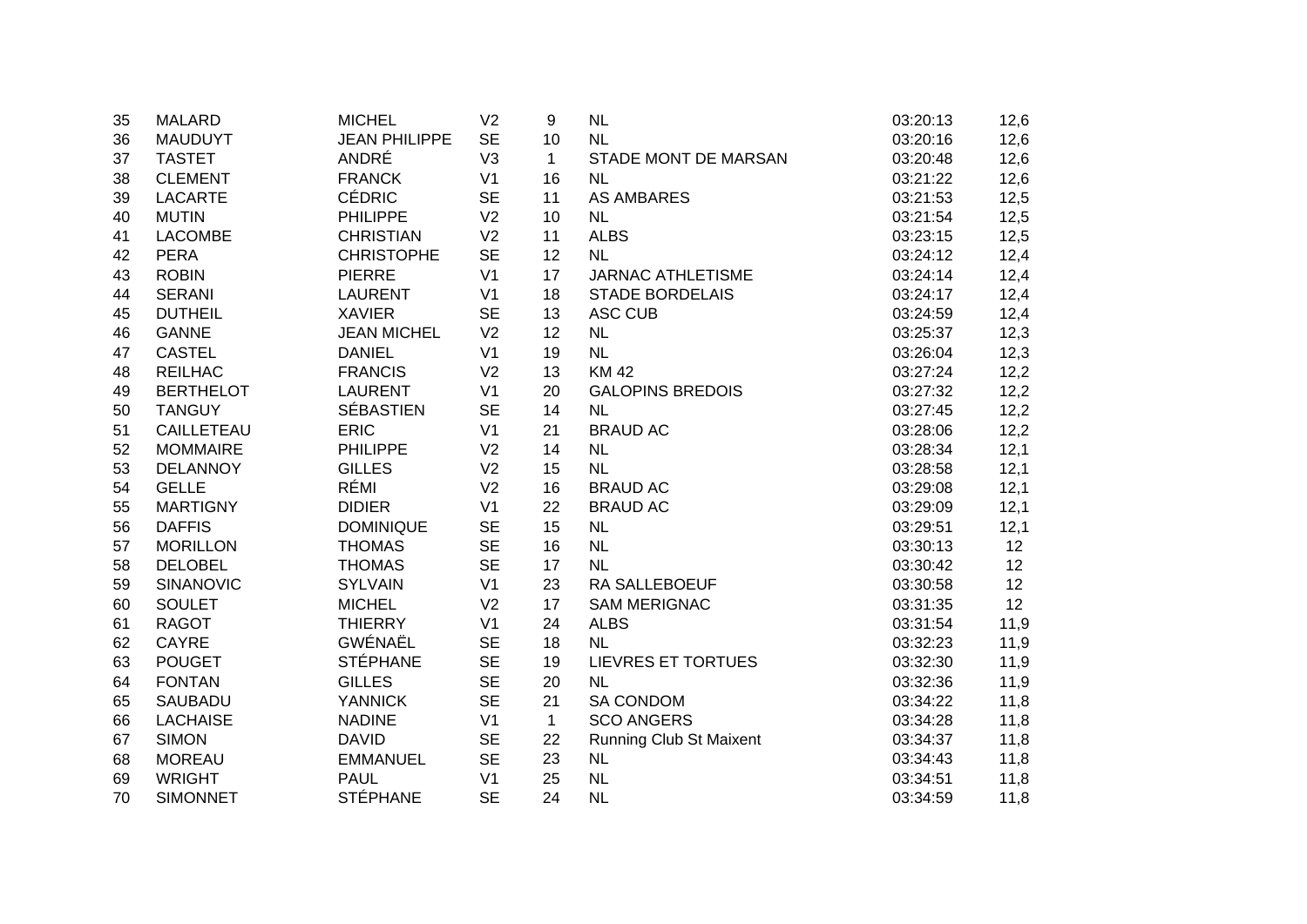| | | | | | | | |
|---|---|---|---|---|---|---|---|
| 35 | MALARD | MICHEL | V2 | 9 | NL | 03:20:13 | 12,6 |
| 36 | MAUDUYT | JEAN PHILIPPE | SE | 10 | NL | 03:20:16 | 12,6 |
| 37 | TASTET | ANDRÉ | V3 | 1 | STADE MONT DE MARSAN | 03:20:48 | 12,6 |
| 38 | CLEMENT | FRANCK | V1 | 16 | NL | 03:21:22 | 12,6 |
| 39 | LACARTE | CÉDRIC | SE | 11 | AS AMBARES | 03:21:53 | 12,5 |
| 40 | MUTIN | PHILIPPE | V2 | 10 | NL | 03:21:54 | 12,5 |
| 41 | LACOMBE | CHRISTIAN | V2 | 11 | ALBS | 03:23:15 | 12,5 |
| 42 | PERA | CHRISTOPHE | SE | 12 | NL | 03:24:12 | 12,4 |
| 43 | ROBIN | PIERRE | V1 | 17 | JARNAC ATHLETISME | 03:24:14 | 12,4 |
| 44 | SERANI | LAURENT | V1 | 18 | STADE BORDELAIS | 03:24:17 | 12,4 |
| 45 | DUTHEIL | XAVIER | SE | 13 | ASC CUB | 03:24:59 | 12,4 |
| 46 | GANNE | JEAN MICHEL | V2 | 12 | NL | 03:25:37 | 12,3 |
| 47 | CASTEL | DANIEL | V1 | 19 | NL | 03:26:04 | 12,3 |
| 48 | REILHAC | FRANCIS | V2 | 13 | KM 42 | 03:27:24 | 12,2 |
| 49 | BERTHELOT | LAURENT | V1 | 20 | GALOPINS BREDOIS | 03:27:32 | 12,2 |
| 50 | TANGUY | SÉBASTIEN | SE | 14 | NL | 03:27:45 | 12,2 |
| 51 | CAILLETEAU | ERIC | V1 | 21 | BRAUD AC | 03:28:06 | 12,2 |
| 52 | MOMMAIRE | PHILIPPE | V2 | 14 | NL | 03:28:34 | 12,1 |
| 53 | DELANNOY | GILLES | V2 | 15 | NL | 03:28:58 | 12,1 |
| 54 | GELLE | RÉMI | V2 | 16 | BRAUD AC | 03:29:08 | 12,1 |
| 55 | MARTIGNY | DIDIER | V1 | 22 | BRAUD AC | 03:29:09 | 12,1 |
| 56 | DAFFIS | DOMINIQUE | SE | 15 | NL | 03:29:51 | 12,1 |
| 57 | MORILLON | THOMAS | SE | 16 | NL | 03:30:13 | 12 |
| 58 | DELOBEL | THOMAS | SE | 17 | NL | 03:30:42 | 12 |
| 59 | SINANOVIC | SYLVAIN | V1 | 23 | RA SALLEBOEUF | 03:30:58 | 12 |
| 60 | SOULET | MICHEL | V2 | 17 | SAM MERIGNAC | 03:31:35 | 12 |
| 61 | RAGOT | THIERRY | V1 | 24 | ALBS | 03:31:54 | 11,9 |
| 62 | CAYRE | GWÉNAËL | SE | 18 | NL | 03:32:23 | 11,9 |
| 63 | POUGET | STÉPHANE | SE | 19 | LIEVRES ET TORTUES | 03:32:30 | 11,9 |
| 64 | FONTAN | GILLES | SE | 20 | NL | 03:32:36 | 11,9 |
| 65 | SAUBADU | YANNICK | SE | 21 | SA CONDOM | 03:34:22 | 11,8 |
| 66 | LACHAISE | NADINE | V1 | 1 | SCO ANGERS | 03:34:28 | 11,8 |
| 67 | SIMON | DAVID | SE | 22 | Running Club St Maixent | 03:34:37 | 11,8 |
| 68 | MOREAU | EMMANUEL | SE | 23 | NL | 03:34:43 | 11,8 |
| 69 | WRIGHT | PAUL | V1 | 25 | NL | 03:34:51 | 11,8 |
| 70 | SIMONNET | STÉPHANE | SE | 24 | NL | 03:34:59 | 11,8 |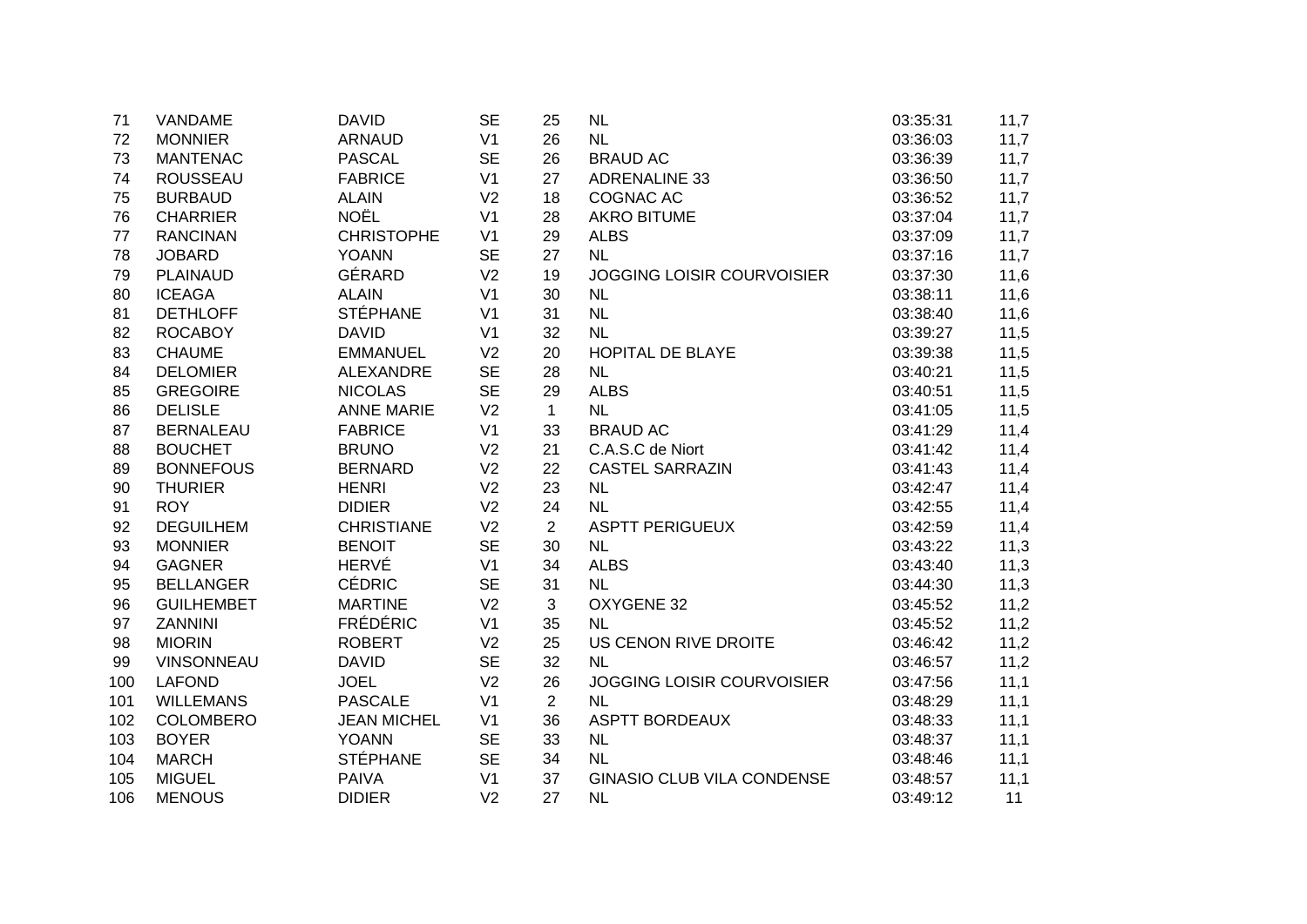| 71 | VANDAME | DAVID | SE | 25 | NL | 03:35:31 | 11,7 |
|---|---|---|---|---|---|---|---|
| 72 | MONNIER | ARNAUD | V1 | 26 | NL | 03:36:03 | 11,7 |
| 73 | MANTENAC | PASCAL | SE | 26 | BRAUD AC | 03:36:39 | 11,7 |
| 74 | ROUSSEAU | FABRICE | V1 | 27 | ADRENALINE 33 | 03:36:50 | 11,7 |
| 75 | BURBAUD | ALAIN | V2 | 18 | COGNAC AC | 03:36:52 | 11,7 |
| 76 | CHARRIER | NOËL | V1 | 28 | AKRO BITUME | 03:37:04 | 11,7 |
| 77 | RANCINAN | CHRISTOPHE | V1 | 29 | ALBS | 03:37:09 | 11,7 |
| 78 | JOBARD | YOANN | SE | 27 | NL | 03:37:16 | 11,7 |
| 79 | PLAINAUD | GÉRARD | V2 | 19 | JOGGING LOISIR COURVOISIER | 03:37:30 | 11,6 |
| 80 | ICEAGA | ALAIN | V1 | 30 | NL | 03:38:11 | 11,6 |
| 81 | DETHLOFF | STÉPHANE | V1 | 31 | NL | 03:38:40 | 11,6 |
| 82 | ROCABOY | DAVID | V1 | 32 | NL | 03:39:27 | 11,5 |
| 83 | CHAUME | EMMANUEL | V2 | 20 | HOPITAL DE BLAYE | 03:39:38 | 11,5 |
| 84 | DELOMIER | ALEXANDRE | SE | 28 | NL | 03:40:21 | 11,5 |
| 85 | GREGOIRE | NICOLAS | SE | 29 | ALBS | 03:40:51 | 11,5 |
| 86 | DELISLE | ANNE MARIE | V2 | 1 | NL | 03:41:05 | 11,5 |
| 87 | BERNALEAU | FABRICE | V1 | 33 | BRAUD AC | 03:41:29 | 11,4 |
| 88 | BOUCHET | BRUNO | V2 | 21 | C.A.S.C de Niort | 03:41:42 | 11,4 |
| 89 | BONNEFOUS | BERNARD | V2 | 22 | CASTEL SARRAZIN | 03:41:43 | 11,4 |
| 90 | THURIER | HENRI | V2 | 23 | NL | 03:42:47 | 11,4 |
| 91 | ROY | DIDIER | V2 | 24 | NL | 03:42:55 | 11,4 |
| 92 | DEGUILHEM | CHRISTIANE | V2 | 2 | ASPTT PERIGUEUX | 03:42:59 | 11,4 |
| 93 | MONNIER | BENOIT | SE | 30 | NL | 03:43:22 | 11,3 |
| 94 | GAGNER | HERVÉ | V1 | 34 | ALBS | 03:43:40 | 11,3 |
| 95 | BELLANGER | CÉDRIC | SE | 31 | NL | 03:44:30 | 11,3 |
| 96 | GUILHEMBET | MARTINE | V2 | 3 | OXYGENE 32 | 03:45:52 | 11,2 |
| 97 | ZANNINI | FRÉDÉRIC | V1 | 35 | NL | 03:45:52 | 11,2 |
| 98 | MIORIN | ROBERT | V2 | 25 | US CENON RIVE DROITE | 03:46:42 | 11,2 |
| 99 | VINSONNEAU | DAVID | SE | 32 | NL | 03:46:57 | 11,2 |
| 100 | LAFOND | JOEL | V2 | 26 | JOGGING LOISIR COURVOISIER | 03:47:56 | 11,1 |
| 101 | WILLEMANS | PASCALE | V1 | 2 | NL | 03:48:29 | 11,1 |
| 102 | COLOMBERO | JEAN MICHEL | V1 | 36 | ASPTT BORDEAUX | 03:48:33 | 11,1 |
| 103 | BOYER | YOANN | SE | 33 | NL | 03:48:37 | 11,1 |
| 104 | MARCH | STÉPHANE | SE | 34 | NL | 03:48:46 | 11,1 |
| 105 | MIGUEL | PAIVA | V1 | 37 | GINASIO CLUB VILA CONDENSE | 03:48:57 | 11,1 |
| 106 | MENOUS | DIDIER | V2 | 27 | NL | 03:49:12 | 11 |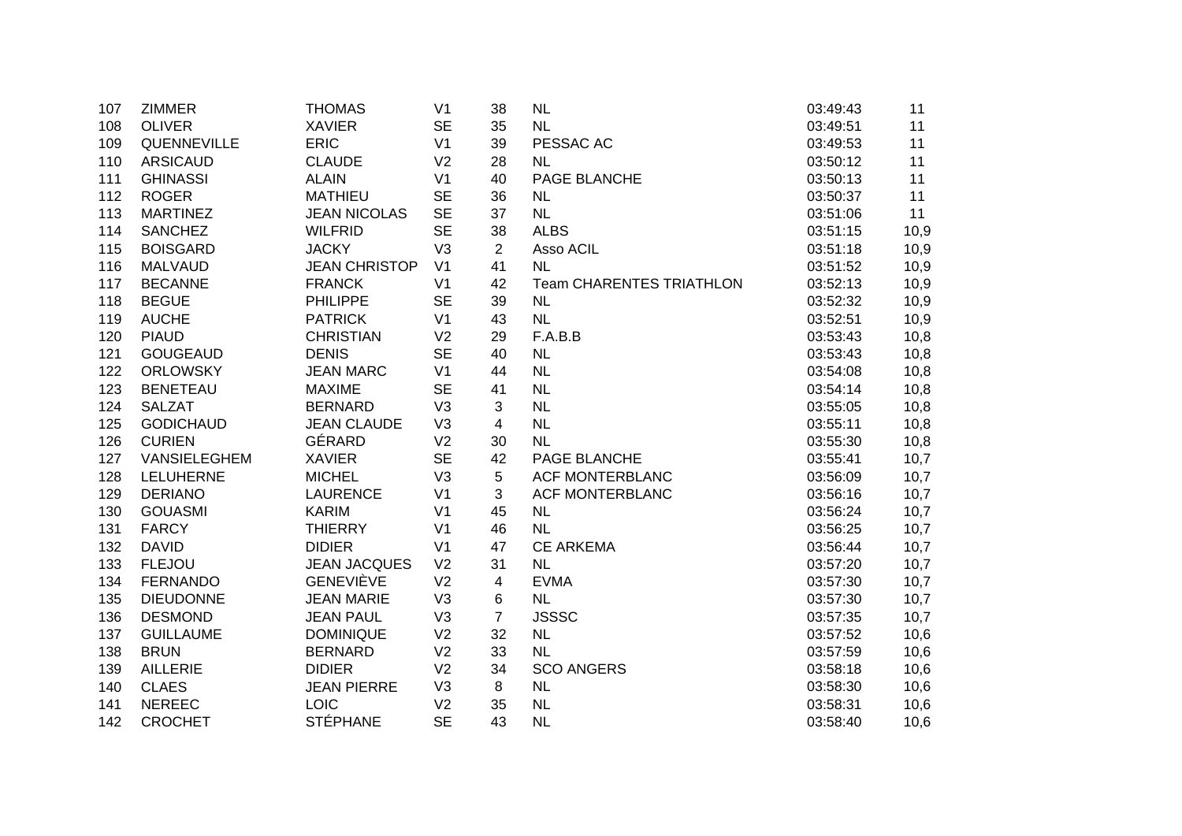| | | | | | | | |
|---|---|---|---|---|---|---|---|
| 107 | ZIMMER | THOMAS | V1 | 38 | NL | 03:49:43 | 11 |
| 108 | OLIVER | XAVIER | SE | 35 | NL | 03:49:51 | 11 |
| 109 | QUENNEVILLE | ERIC | V1 | 39 | PESSAC AC | 03:49:53 | 11 |
| 110 | ARSICAUD | CLAUDE | V2 | 28 | NL | 03:50:12 | 11 |
| 111 | GHINASSI | ALAIN | V1 | 40 | PAGE BLANCHE | 03:50:13 | 11 |
| 112 | ROGER | MATHIEU | SE | 36 | NL | 03:50:37 | 11 |
| 113 | MARTINEZ | JEAN NICOLAS | SE | 37 | NL | 03:51:06 | 11 |
| 114 | SANCHEZ | WILFRID | SE | 38 | ALBS | 03:51:15 | 10,9 |
| 115 | BOISGARD | JACKY | V3 | 2 | Asso ACIL | 03:51:18 | 10,9 |
| 116 | MALVAUD | JEAN CHRISTOP | V1 | 41 | NL | 03:51:52 | 10,9 |
| 117 | BECANNE | FRANCK | V1 | 42 | Team CHARENTES TRIATHLON | 03:52:13 | 10,9 |
| 118 | BEGUE | PHILIPPE | SE | 39 | NL | 03:52:32 | 10,9 |
| 119 | AUCHE | PATRICK | V1 | 43 | NL | 03:52:51 | 10,9 |
| 120 | PIAUD | CHRISTIAN | V2 | 29 | F.A.B.B | 03:53:43 | 10,8 |
| 121 | GOUGEAUD | DENIS | SE | 40 | NL | 03:53:43 | 10,8 |
| 122 | ORLOWSKY | JEAN MARC | V1 | 44 | NL | 03:54:08 | 10,8 |
| 123 | BENETEAU | MAXIME | SE | 41 | NL | 03:54:14 | 10,8 |
| 124 | SALZAT | BERNARD | V3 | 3 | NL | 03:55:05 | 10,8 |
| 125 | GODICHAUD | JEAN CLAUDE | V3 | 4 | NL | 03:55:11 | 10,8 |
| 126 | CURIEN | GÉRARD | V2 | 30 | NL | 03:55:30 | 10,8 |
| 127 | VANSIELEGHEM | XAVIER | SE | 42 | PAGE BLANCHE | 03:55:41 | 10,7 |
| 128 | LELUHERNE | MICHEL | V3 | 5 | ACF MONTERBLANC | 03:56:09 | 10,7 |
| 129 | DERIANO | LAURENCE | V1 | 3 | ACF MONTERBLANC | 03:56:16 | 10,7 |
| 130 | GOUASMI | KARIM | V1 | 45 | NL | 03:56:24 | 10,7 |
| 131 | FARCY | THIERRY | V1 | 46 | NL | 03:56:25 | 10,7 |
| 132 | DAVID | DIDIER | V1 | 47 | CE ARKEMA | 03:56:44 | 10,7 |
| 133 | FLEJOU | JEAN JACQUES | V2 | 31 | NL | 03:57:20 | 10,7 |
| 134 | FERNANDO | GENEVIÈVE | V2 | 4 | EVMA | 03:57:30 | 10,7 |
| 135 | DIEUDONNE | JEAN MARIE | V3 | 6 | NL | 03:57:30 | 10,7 |
| 136 | DESMOND | JEAN PAUL | V3 | 7 | JSSSC | 03:57:35 | 10,7 |
| 137 | GUILLAUME | DOMINIQUE | V2 | 32 | NL | 03:57:52 | 10,6 |
| 138 | BRUN | BERNARD | V2 | 33 | NL | 03:57:59 | 10,6 |
| 139 | AILLERIE | DIDIER | V2 | 34 | SCO ANGERS | 03:58:18 | 10,6 |
| 140 | CLAES | JEAN PIERRE | V3 | 8 | NL | 03:58:30 | 10,6 |
| 141 | NEREEC | LOIC | V2 | 35 | NL | 03:58:31 | 10,6 |
| 142 | CROCHET | STÉPHANE | SE | 43 | NL | 03:58:40 | 10,6 |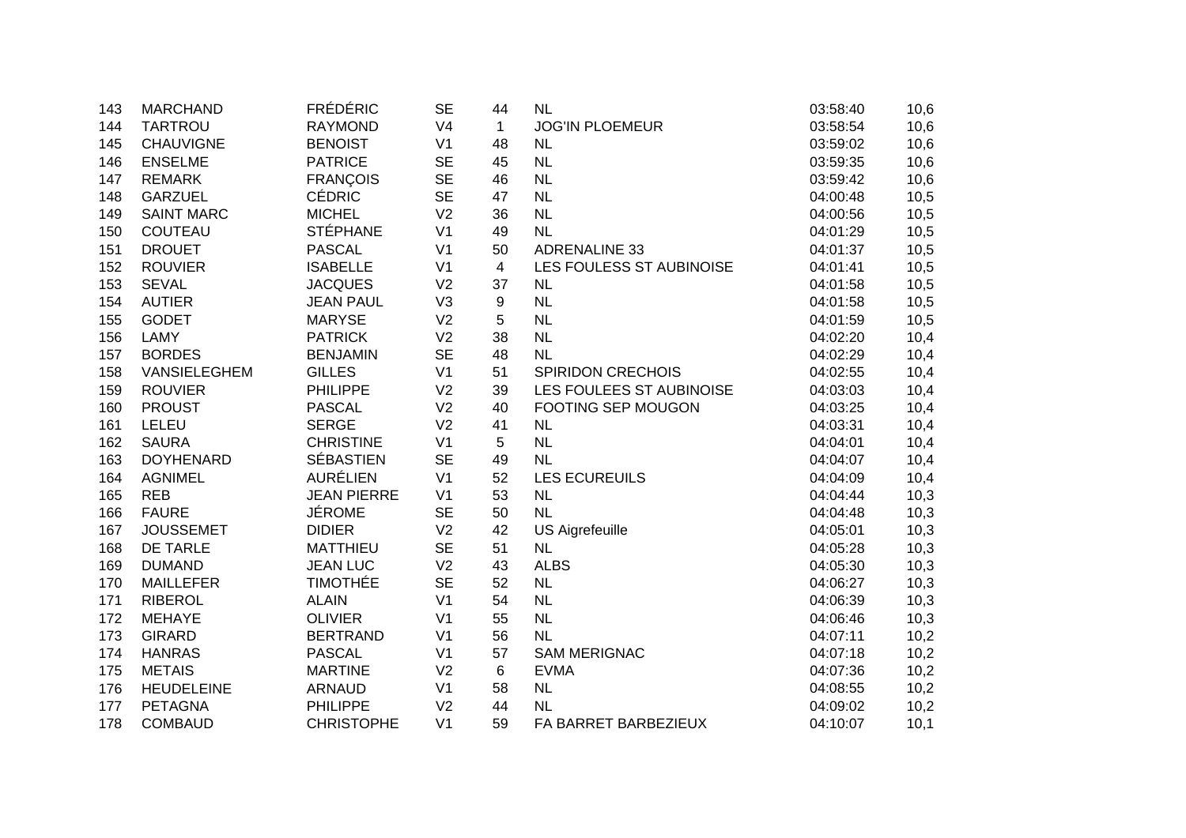| | | | | | | | |
|---|---|---|---|---|---|---|---|
| 143 | MARCHAND | FRÉDÉRIC | SE | 44 | NL | 03:58:40 | 10,6 |
| 144 | TARTROU | RAYMOND | V4 | 1 | JOG'IN PLOEMEUR | 03:58:54 | 10,6 |
| 145 | CHAUVIGNE | BENOIST | V1 | 48 | NL | 03:59:02 | 10,6 |
| 146 | ENSELME | PATRICE | SE | 45 | NL | 03:59:35 | 10,6 |
| 147 | REMARK | FRANÇOIS | SE | 46 | NL | 03:59:42 | 10,6 |
| 148 | GARZUEL | CÉDRIC | SE | 47 | NL | 04:00:48 | 10,5 |
| 149 | SAINT MARC | MICHEL | V2 | 36 | NL | 04:00:56 | 10,5 |
| 150 | COUTEAU | STÉPHANE | V1 | 49 | NL | 04:01:29 | 10,5 |
| 151 | DROUET | PASCAL | V1 | 50 | ADRENALINE 33 | 04:01:37 | 10,5 |
| 152 | ROUVIER | ISABELLE | V1 | 4 | LES FOULESS ST AUBINOISE | 04:01:41 | 10,5 |
| 153 | SEVAL | JACQUES | V2 | 37 | NL | 04:01:58 | 10,5 |
| 154 | AUTIER | JEAN PAUL | V3 | 9 | NL | 04:01:58 | 10,5 |
| 155 | GODET | MARYSE | V2 | 5 | NL | 04:01:59 | 10,5 |
| 156 | LAMY | PATRICK | V2 | 38 | NL | 04:02:20 | 10,4 |
| 157 | BORDES | BENJAMIN | SE | 48 | NL | 04:02:29 | 10,4 |
| 158 | VANSIELEGHEM | GILLES | V1 | 51 | SPIRIDON CRECHOIS | 04:02:55 | 10,4 |
| 159 | ROUVIER | PHILIPPE | V2 | 39 | LES FOULEES ST AUBINOISE | 04:03:03 | 10,4 |
| 160 | PROUST | PASCAL | V2 | 40 | FOOTING SEP MOUGON | 04:03:25 | 10,4 |
| 161 | LELEU | SERGE | V2 | 41 | NL | 04:03:31 | 10,4 |
| 162 | SAURA | CHRISTINE | V1 | 5 | NL | 04:04:01 | 10,4 |
| 163 | DOYHENARD | SÉBASTIEN | SE | 49 | NL | 04:04:07 | 10,4 |
| 164 | AGNIMEL | AURÉLIEN | V1 | 52 | LES ECUREUILS | 04:04:09 | 10,4 |
| 165 | REB | JEAN PIERRE | V1 | 53 | NL | 04:04:44 | 10,3 |
| 166 | FAURE | JÉROME | SE | 50 | NL | 04:04:48 | 10,3 |
| 167 | JOUSSEMET | DIDIER | V2 | 42 | US Aigrefeuille | 04:05:01 | 10,3 |
| 168 | DE TARLE | MATTHIEU | SE | 51 | NL | 04:05:28 | 10,3 |
| 169 | DUMAND | JEAN LUC | V2 | 43 | ALBS | 04:05:30 | 10,3 |
| 170 | MAILLEFER | TIMOTHÉE | SE | 52 | NL | 04:06:27 | 10,3 |
| 171 | RIBEROL | ALAIN | V1 | 54 | NL | 04:06:39 | 10,3 |
| 172 | MEHAYE | OLIVIER | V1 | 55 | NL | 04:06:46 | 10,3 |
| 173 | GIRARD | BERTRAND | V1 | 56 | NL | 04:07:11 | 10,2 |
| 174 | HANRAS | PASCAL | V1 | 57 | SAM MERIGNAC | 04:07:18 | 10,2 |
| 175 | METAIS | MARTINE | V2 | 6 | EVMA | 04:07:36 | 10,2 |
| 176 | HEUDELEINE | ARNAUD | V1 | 58 | NL | 04:08:55 | 10,2 |
| 177 | PETAGNA | PHILIPPE | V2 | 44 | NL | 04:09:02 | 10,2 |
| 178 | COMBAUD | CHRISTOPHE | V1 | 59 | FA BARRET BARBEZIEUX | 04:10:07 | 10,1 |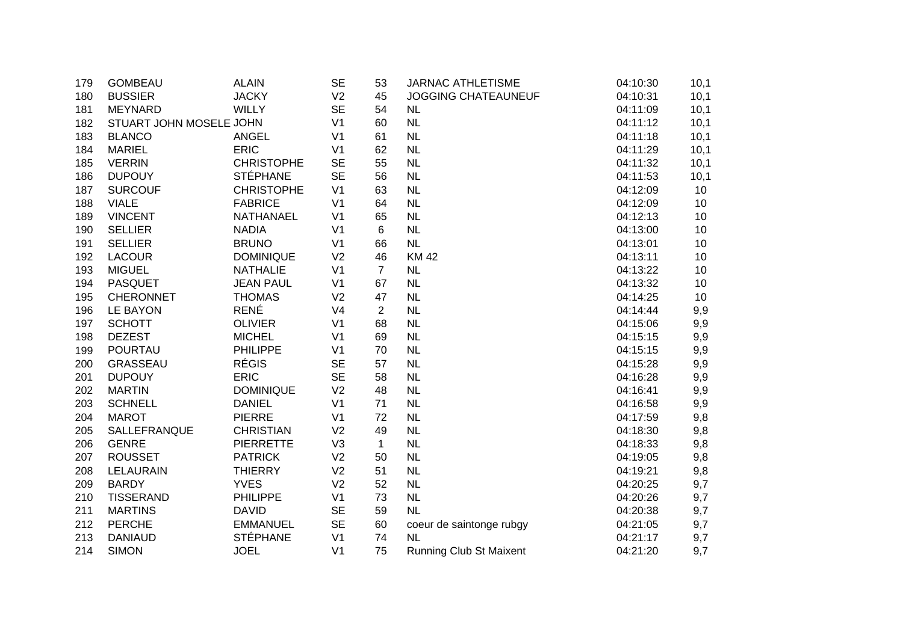| | | | | | | | |
|---|---|---|---|---|---|---|---|
| 179 | GOMBEAU | ALAIN | SE | 53 | JARNAC ATHLETISME | 04:10:30 | 10,1 |
| 180 | BUSSIER | JACKY | V2 | 45 | JOGGING CHATEAUNEUF | 04:10:31 | 10,1 |
| 181 | MEYNARD | WILLY | SE | 54 | NL | 04:11:09 | 10,1 |
| 182 | STUART JOHN MOSELE | JOHN | V1 | 60 | NL | 04:11:12 | 10,1 |
| 183 | BLANCO | ANGEL | V1 | 61 | NL | 04:11:18 | 10,1 |
| 184 | MARIEL | ERIC | V1 | 62 | NL | 04:11:29 | 10,1 |
| 185 | VERRIN | CHRISTOPHE | SE | 55 | NL | 04:11:32 | 10,1 |
| 186 | DUPOUY | STÉPHANE | SE | 56 | NL | 04:11:53 | 10,1 |
| 187 | SURCOUF | CHRISTOPHE | V1 | 63 | NL | 04:12:09 | 10 |
| 188 | VIALE | FABRICE | V1 | 64 | NL | 04:12:09 | 10 |
| 189 | VINCENT | NATHANAEL | V1 | 65 | NL | 04:12:13 | 10 |
| 190 | SELLIER | NADIA | V1 | 6 | NL | 04:13:00 | 10 |
| 191 | SELLIER | BRUNO | V1 | 66 | NL | 04:13:01 | 10 |
| 192 | LACOUR | DOMINIQUE | V2 | 46 | KM 42 | 04:13:11 | 10 |
| 193 | MIGUEL | NATHALIE | V1 | 7 | NL | 04:13:22 | 10 |
| 194 | PASQUET | JEAN PAUL | V1 | 67 | NL | 04:13:32 | 10 |
| 195 | CHERONNET | THOMAS | V2 | 47 | NL | 04:14:25 | 10 |
| 196 | LE BAYON | RENÉ | V4 | 2 | NL | 04:14:44 | 9,9 |
| 197 | SCHOTT | OLIVIER | V1 | 68 | NL | 04:15:06 | 9,9 |
| 198 | DEZEST | MICHEL | V1 | 69 | NL | 04:15:15 | 9,9 |
| 199 | POURTAU | PHILIPPE | V1 | 70 | NL | 04:15:15 | 9,9 |
| 200 | GRASSEAU | RÉGIS | SE | 57 | NL | 04:15:28 | 9,9 |
| 201 | DUPOUY | ERIC | SE | 58 | NL | 04:16:28 | 9,9 |
| 202 | MARTIN | DOMINIQUE | V2 | 48 | NL | 04:16:41 | 9,9 |
| 203 | SCHNELL | DANIEL | V1 | 71 | NL | 04:16:58 | 9,9 |
| 204 | MAROT | PIERRE | V1 | 72 | NL | 04:17:59 | 9,8 |
| 205 | SALLEFRANQUE | CHRISTIAN | V2 | 49 | NL | 04:18:30 | 9,8 |
| 206 | GENRE | PIERRETTE | V3 | 1 | NL | 04:18:33 | 9,8 |
| 207 | ROUSSET | PATRICK | V2 | 50 | NL | 04:19:05 | 9,8 |
| 208 | LELAURAIN | THIERRY | V2 | 51 | NL | 04:19:21 | 9,8 |
| 209 | BARDY | YVES | V2 | 52 | NL | 04:20:25 | 9,7 |
| 210 | TISSERAND | PHILIPPE | V1 | 73 | NL | 04:20:26 | 9,7 |
| 211 | MARTINS | DAVID | SE | 59 | NL | 04:20:38 | 9,7 |
| 212 | PERCHE | EMMANUEL | SE | 60 | coeur de saintonge rubgy | 04:21:05 | 9,7 |
| 213 | DANIAUD | STÉPHANE | V1 | 74 | NL | 04:21:17 | 9,7 |
| 214 | SIMON | JOEL | V1 | 75 | Running Club St Maixent | 04:21:20 | 9,7 |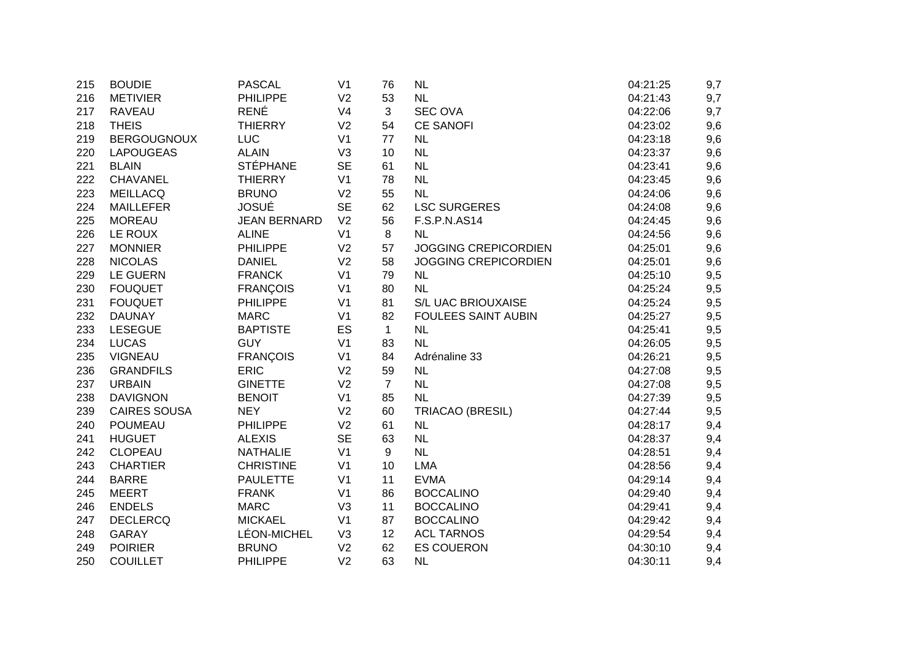| | | | | | | | |
|---|---|---|---|---|---|---|---|
| 215 | BOUDIE | PASCAL | V1 | 76 | NL | 04:21:25 | 9,7 |
| 216 | METIVIER | PHILIPPE | V2 | 53 | NL | 04:21:43 | 9,7 |
| 217 | RAVEAU | RENÉ | V4 | 3 | SEC OVA | 04:22:06 | 9,7 |
| 218 | THEIS | THIERRY | V2 | 54 | CE SANOFI | 04:23:02 | 9,6 |
| 219 | BERGOUGNOUX | LUC | V1 | 77 | NL | 04:23:18 | 9,6 |
| 220 | LAPOUGEAS | ALAIN | V3 | 10 | NL | 04:23:37 | 9,6 |
| 221 | BLAIN | STÉPHANE | SE | 61 | NL | 04:23:41 | 9,6 |
| 222 | CHAVANEL | THIERRY | V1 | 78 | NL | 04:23:45 | 9,6 |
| 223 | MEILLACQ | BRUNO | V2 | 55 | NL | 04:24:06 | 9,6 |
| 224 | MAILLEFER | JOSUÉ | SE | 62 | LSC SURGERES | 04:24:08 | 9,6 |
| 225 | MOREAU | JEAN BERNARD | V2 | 56 | F.S.P.N.AS14 | 04:24:45 | 9,6 |
| 226 | LE ROUX | ALINE | V1 | 8 | NL | 04:24:56 | 9,6 |
| 227 | MONNIER | PHILIPPE | V2 | 57 | JOGGING CREPICORDIEN | 04:25:01 | 9,6 |
| 228 | NICOLAS | DANIEL | V2 | 58 | JOGGING CREPICORDIEN | 04:25:01 | 9,6 |
| 229 | LE GUERN | FRANCK | V1 | 79 | NL | 04:25:10 | 9,5 |
| 230 | FOUQUET | FRANÇOIS | V1 | 80 | NL | 04:25:24 | 9,5 |
| 231 | FOUQUET | PHILIPPE | V1 | 81 | S/L UAC BRIOUXAISE | 04:25:24 | 9,5 |
| 232 | DAUNAY | MARC | V1 | 82 | FOULEES SAINT AUBIN | 04:25:27 | 9,5 |
| 233 | LESEGUE | BAPTISTE | ES | 1 | NL | 04:25:41 | 9,5 |
| 234 | LUCAS | GUY | V1 | 83 | NL | 04:26:05 | 9,5 |
| 235 | VIGNEAU | FRANÇOIS | V1 | 84 | Adrénaline 33 | 04:26:21 | 9,5 |
| 236 | GRANDFILS | ERIC | V2 | 59 | NL | 04:27:08 | 9,5 |
| 237 | URBAIN | GINETTE | V2 | 7 | NL | 04:27:08 | 9,5 |
| 238 | DAVIGNON | BENOIT | V1 | 85 | NL | 04:27:39 | 9,5 |
| 239 | CAIRES SOUSA | NEY | V2 | 60 | TRIACAO (BRESIL) | 04:27:44 | 9,5 |
| 240 | POUMEAU | PHILIPPE | V2 | 61 | NL | 04:28:17 | 9,4 |
| 241 | HUGUET | ALEXIS | SE | 63 | NL | 04:28:37 | 9,4 |
| 242 | CLOPEAU | NATHALIE | V1 | 9 | NL | 04:28:51 | 9,4 |
| 243 | CHARTIER | CHRISTINE | V1 | 10 | LMA | 04:28:56 | 9,4 |
| 244 | BARRE | PAULETTE | V1 | 11 | EVMA | 04:29:14 | 9,4 |
| 245 | MEERT | FRANK | V1 | 86 | BOCCALINO | 04:29:40 | 9,4 |
| 246 | ENDELS | MARC | V3 | 11 | BOCCALINO | 04:29:41 | 9,4 |
| 247 | DECLERCQ | MICKAEL | V1 | 87 | BOCCALINO | 04:29:42 | 9,4 |
| 248 | GARAY | LÉON-MICHEL | V3 | 12 | ACL TARNOS | 04:29:54 | 9,4 |
| 249 | POIRIER | BRUNO | V2 | 62 | ES COUERON | 04:30:10 | 9,4 |
| 250 | COUILLET | PHILIPPE | V2 | 63 | NL | 04:30:11 | 9,4 |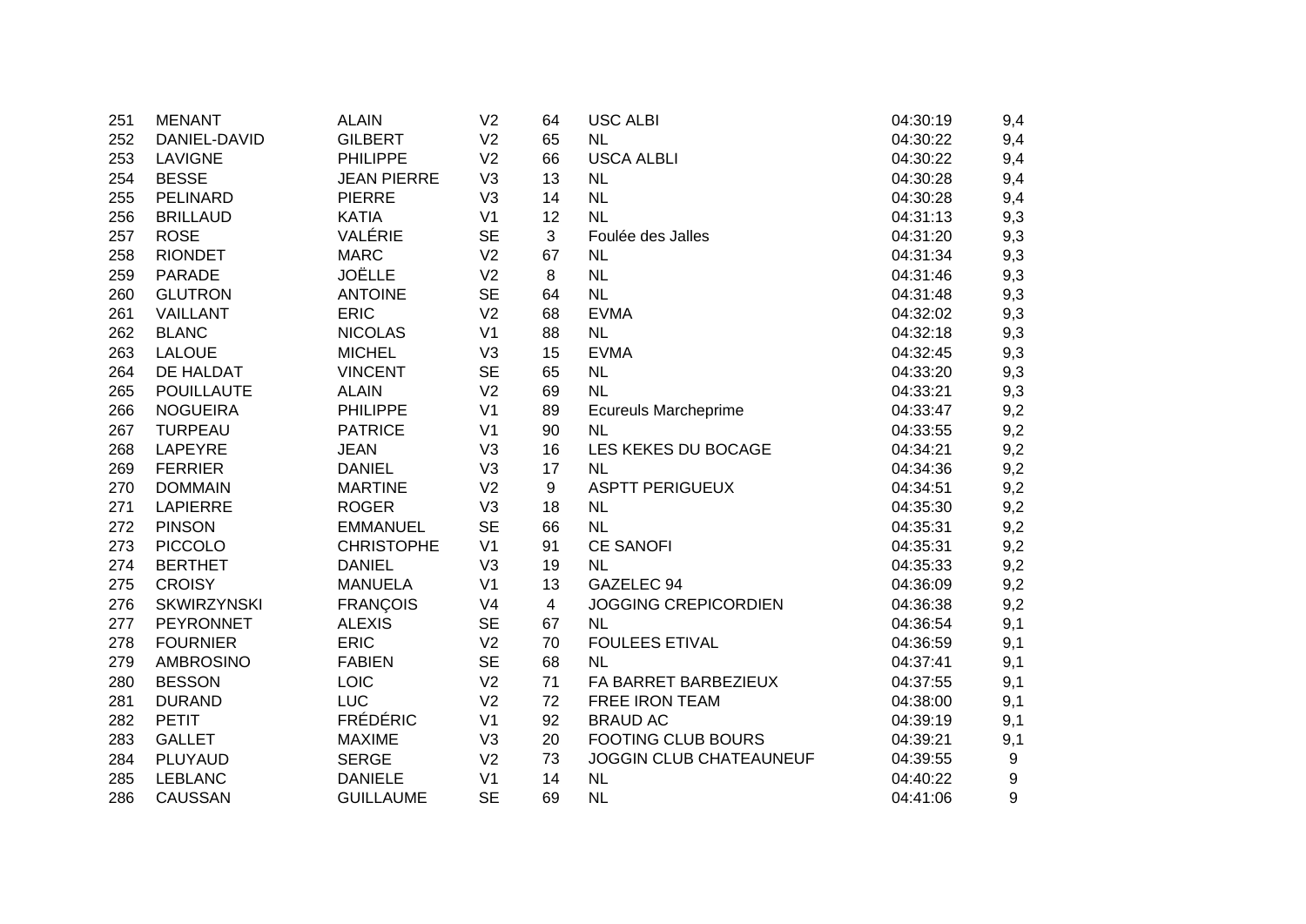| | | | | | | | |
|---|---|---|---|---|---|---|---|
| 251 | MENANT | ALAIN | V2 | 64 | USC ALBI | 04:30:19 | 9,4 |
| 252 | DANIEL-DAVID | GILBERT | V2 | 65 | NL | 04:30:22 | 9,4 |
| 253 | LAVIGNE | PHILIPPE | V2 | 66 | USCA ALBLI | 04:30:22 | 9,4 |
| 254 | BESSE | JEAN PIERRE | V3 | 13 | NL | 04:30:28 | 9,4 |
| 255 | PELINARD | PIERRE | V3 | 14 | NL | 04:30:28 | 9,4 |
| 256 | BRILLAUD | KATIA | V1 | 12 | NL | 04:31:13 | 9,3 |
| 257 | ROSE | VALÉRIE | SE | 3 | Foulée des Jalles | 04:31:20 | 9,3 |
| 258 | RIONDET | MARC | V2 | 67 | NL | 04:31:34 | 9,3 |
| 259 | PARADE | JOËLLE | V2 | 8 | NL | 04:31:46 | 9,3 |
| 260 | GLUTRON | ANTOINE | SE | 64 | NL | 04:31:48 | 9,3 |
| 261 | VAILLANT | ERIC | V2 | 68 | EVMA | 04:32:02 | 9,3 |
| 262 | BLANC | NICOLAS | V1 | 88 | NL | 04:32:18 | 9,3 |
| 263 | LALOUE | MICHEL | V3 | 15 | EVMA | 04:32:45 | 9,3 |
| 264 | DE HALDAT | VINCENT | SE | 65 | NL | 04:33:20 | 9,3 |
| 265 | POUILLAUTE | ALAIN | V2 | 69 | NL | 04:33:21 | 9,3 |
| 266 | NOGUEIRA | PHILIPPE | V1 | 89 | Ecureuls Marcheprime | 04:33:47 | 9,2 |
| 267 | TURPEAU | PATRICE | V1 | 90 | NL | 04:33:55 | 9,2 |
| 268 | LAPEYRE | JEAN | V3 | 16 | LES KEKES DU BOCAGE | 04:34:21 | 9,2 |
| 269 | FERRIER | DANIEL | V3 | 17 | NL | 04:34:36 | 9,2 |
| 270 | DOMMAIN | MARTINE | V2 | 9 | ASPTT PERIGUEUX | 04:34:51 | 9,2 |
| 271 | LAPIERRE | ROGER | V3 | 18 | NL | 04:35:30 | 9,2 |
| 272 | PINSON | EMMANUEL | SE | 66 | NL | 04:35:31 | 9,2 |
| 273 | PICCOLO | CHRISTOPHE | V1 | 91 | CE SANOFI | 04:35:31 | 9,2 |
| 274 | BERTHET | DANIEL | V3 | 19 | NL | 04:35:33 | 9,2 |
| 275 | CROISY | MANUELA | V1 | 13 | GAZELEC 94 | 04:36:09 | 9,2 |
| 276 | SKWIRZYNSKI | FRANÇOIS | V4 | 4 | JOGGING CREPICORDIEN | 04:36:38 | 9,2 |
| 277 | PEYRONNET | ALEXIS | SE | 67 | NL | 04:36:54 | 9,1 |
| 278 | FOURNIER | ERIC | V2 | 70 | FOULEES ETIVAL | 04:36:59 | 9,1 |
| 279 | AMBROSINO | FABIEN | SE | 68 | NL | 04:37:41 | 9,1 |
| 280 | BESSON | LOIC | V2 | 71 | FA BARRET BARBEZIEUX | 04:37:55 | 9,1 |
| 281 | DURAND | LUC | V2 | 72 | FREE IRON TEAM | 04:38:00 | 9,1 |
| 282 | PETIT | FRÉDÉRIC | V1 | 92 | BRAUD AC | 04:39:19 | 9,1 |
| 283 | GALLET | MAXIME | V3 | 20 | FOOTING CLUB BOURS | 04:39:21 | 9,1 |
| 284 | PLUYAUD | SERGE | V2 | 73 | JOGGIN CLUB CHATEAUNEUF | 04:39:55 | 9 |
| 285 | LEBLANC | DANIELE | V1 | 14 | NL | 04:40:22 | 9 |
| 286 | CAUSSAN | GUILLAUME | SE | 69 | NL | 04:41:06 | 9 |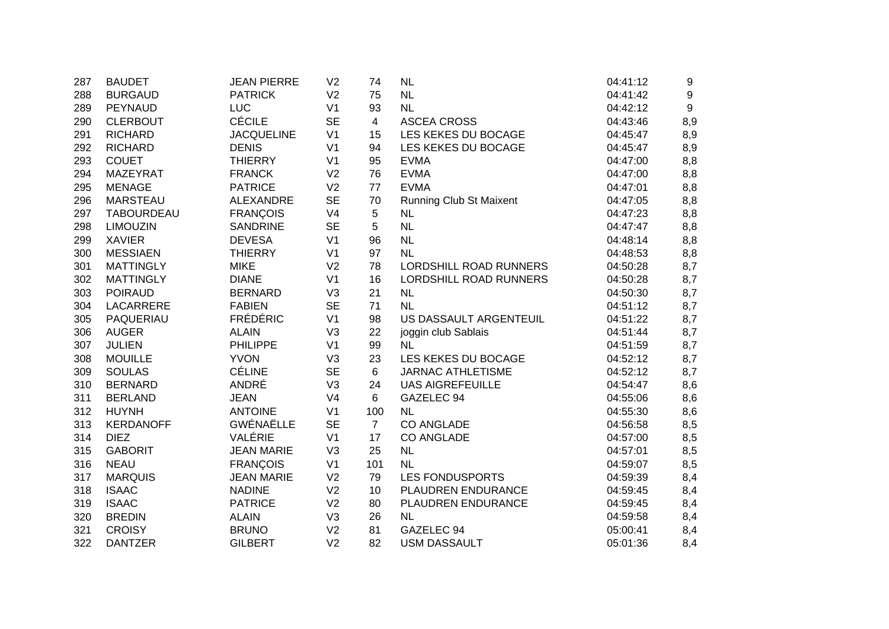| | | | | | | | |
|---|---|---|---|---|---|---|---|
| 287 | BAUDET | JEAN PIERRE | V2 | 74 | NL | 04:41:12 | 9 |
| 288 | BURGAUD | PATRICK | V2 | 75 | NL | 04:41:42 | 9 |
| 289 | PEYNAUD | LUC | V1 | 93 | NL | 04:42:12 | 9 |
| 290 | CLERBOUT | CÉCILE | SE | 4 | ASCEA CROSS | 04:43:46 | 8,9 |
| 291 | RICHARD | JACQUELINE | V1 | 15 | LES KEKES DU BOCAGE | 04:45:47 | 8,9 |
| 292 | RICHARD | DENIS | V1 | 94 | LES KEKES DU BOCAGE | 04:45:47 | 8,9 |
| 293 | COUET | THIERRY | V1 | 95 | EVMA | 04:47:00 | 8,8 |
| 294 | MAZEYRAT | FRANCK | V2 | 76 | EVMA | 04:47:00 | 8,8 |
| 295 | MENAGE | PATRICE | V2 | 77 | EVMA | 04:47:01 | 8,8 |
| 296 | MARSTEAU | ALEXANDRE | SE | 70 | Running Club St Maixent | 04:47:05 | 8,8 |
| 297 | TABOURDEAU | FRANÇOIS | V4 | 5 | NL | 04:47:23 | 8,8 |
| 298 | LIMOUZIN | SANDRINE | SE | 5 | NL | 04:47:47 | 8,8 |
| 299 | XAVIER | DEVESA | V1 | 96 | NL | 04:48:14 | 8,8 |
| 300 | MESSIAEN | THIERRY | V1 | 97 | NL | 04:48:53 | 8,8 |
| 301 | MATTINGLY | MIKE | V2 | 78 | LORDSHILL ROAD RUNNERS | 04:50:28 | 8,7 |
| 302 | MATTINGLY | DIANE | V1 | 16 | LORDSHILL ROAD RUNNERS | 04:50:28 | 8,7 |
| 303 | POIRAUD | BERNARD | V3 | 21 | NL | 04:50:30 | 8,7 |
| 304 | LACARRERE | FABIEN | SE | 71 | NL | 04:51:12 | 8,7 |
| 305 | PAQUERIAU | FRÉDÉRIC | V1 | 98 | US DASSAULT ARGENTEUIL | 04:51:22 | 8,7 |
| 306 | AUGER | ALAIN | V3 | 22 | joggin club Sablais | 04:51:44 | 8,7 |
| 307 | JULIEN | PHILIPPE | V1 | 99 | NL | 04:51:59 | 8,7 |
| 308 | MOUILLE | YVON | V3 | 23 | LES KEKES DU BOCAGE | 04:52:12 | 8,7 |
| 309 | SOULAS | CÉLINE | SE | 6 | JARNAC ATHLETISME | 04:52:12 | 8,7 |
| 310 | BERNARD | ANDRÉ | V3 | 24 | UAS AIGREFEUILLE | 04:54:47 | 8,6 |
| 311 | BERLAND | JEAN | V4 | 6 | GAZELEC 94 | 04:55:06 | 8,6 |
| 312 | HUYNH | ANTOINE | V1 | 100 | NL | 04:55:30 | 8,6 |
| 313 | KERDANOFF | GWÉNAËLLE | SE | 7 | CO ANGLADE | 04:56:58 | 8,5 |
| 314 | DIEZ | VALÉRIE | V1 | 17 | CO ANGLADE | 04:57:00 | 8,5 |
| 315 | GABORIT | JEAN MARIE | V3 | 25 | NL | 04:57:01 | 8,5 |
| 316 | NEAU | FRANÇOIS | V1 | 101 | NL | 04:59:07 | 8,5 |
| 317 | MARQUIS | JEAN MARIE | V2 | 79 | LES FONDUSPORTS | 04:59:39 | 8,4 |
| 318 | ISAAC | NADINE | V2 | 10 | PLAUDREN ENDURANCE | 04:59:45 | 8,4 |
| 319 | ISAAC | PATRICE | V2 | 80 | PLAUDREN ENDURANCE | 04:59:45 | 8,4 |
| 320 | BREDIN | ALAIN | V3 | 26 | NL | 04:59:58 | 8,4 |
| 321 | CROISY | BRUNO | V2 | 81 | GAZELEC 94 | 05:00:41 | 8,4 |
| 322 | DANTZER | GILBERT | V2 | 82 | USM DASSAULT | 05:01:36 | 8,4 |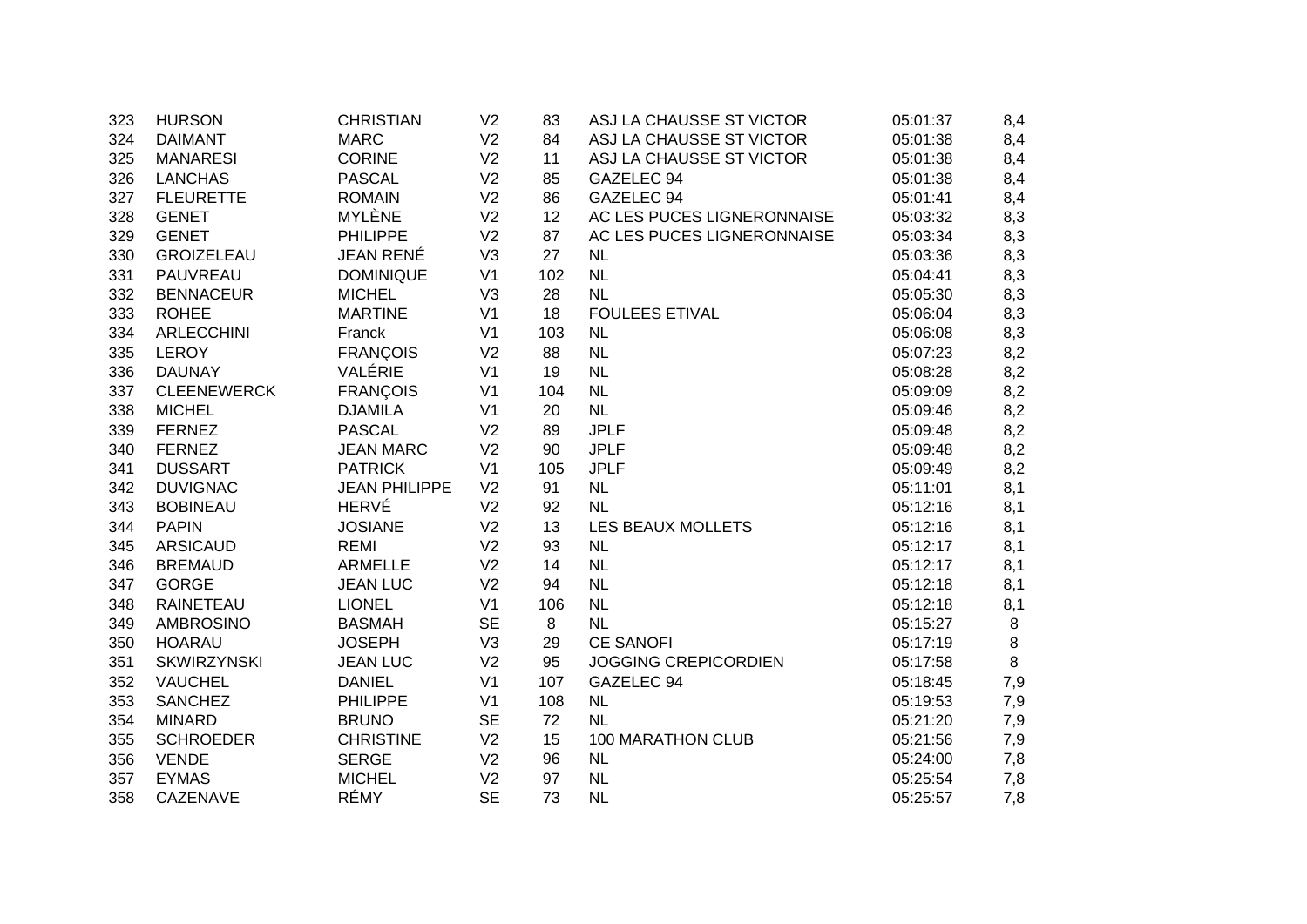| | | | | | | | |
|---|---|---|---|---|---|---|---|
| 323 | HURSON | CHRISTIAN | V2 | 83 | ASJ LA CHAUSSE ST VICTOR | 05:01:37 | 8,4 |
| 324 | DAIMANT | MARC | V2 | 84 | ASJ LA CHAUSSE ST VICTOR | 05:01:38 | 8,4 |
| 325 | MANARESI | CORINE | V2 | 11 | ASJ LA CHAUSSE ST VICTOR | 05:01:38 | 8,4 |
| 326 | LANCHAS | PASCAL | V2 | 85 | GAZELEC 94 | 05:01:38 | 8,4 |
| 327 | FLEURETTE | ROMAIN | V2 | 86 | GAZELEC 94 | 05:01:41 | 8,4 |
| 328 | GENET | MYLÈNE | V2 | 12 | AC LES PUCES LIGNERONNAISE | 05:03:32 | 8,3 |
| 329 | GENET | PHILIPPE | V2 | 87 | AC LES PUCES LIGNERONNAISE | 05:03:34 | 8,3 |
| 330 | GROIZELEAU | JEAN RENÉ | V3 | 27 | NL | 05:03:36 | 8,3 |
| 331 | PAUVREAU | DOMINIQUE | V1 | 102 | NL | 05:04:41 | 8,3 |
| 332 | BENNACEUR | MICHEL | V3 | 28 | NL | 05:05:30 | 8,3 |
| 333 | ROHEE | MARTINE | V1 | 18 | FOULEES ETIVAL | 05:06:04 | 8,3 |
| 334 | ARLECCHINI | Franck | V1 | 103 | NL | 05:06:08 | 8,3 |
| 335 | LEROY | FRANÇOIS | V2 | 88 | NL | 05:07:23 | 8,2 |
| 336 | DAUNAY | VALÉRIE | V1 | 19 | NL | 05:08:28 | 8,2 |
| 337 | CLEENEWERCK | FRANÇOIS | V1 | 104 | NL | 05:09:09 | 8,2 |
| 338 | MICHEL | DJAMILA | V1 | 20 | NL | 05:09:46 | 8,2 |
| 339 | FERNEZ | PASCAL | V2 | 89 | JPLF | 05:09:48 | 8,2 |
| 340 | FERNEZ | JEAN MARC | V2 | 90 | JPLF | 05:09:48 | 8,2 |
| 341 | DUSSART | PATRICK | V1 | 105 | JPLF | 05:09:49 | 8,2 |
| 342 | DUVIGNAC | JEAN PHILIPPE | V2 | 91 | NL | 05:11:01 | 8,1 |
| 343 | BOBINEAU | HERVÉ | V2 | 92 | NL | 05:12:16 | 8,1 |
| 344 | PAPIN | JOSIANE | V2 | 13 | LES BEAUX MOLLETS | 05:12:16 | 8,1 |
| 345 | ARSICAUD | REMI | V2 | 93 | NL | 05:12:17 | 8,1 |
| 346 | BREMAUD | ARMELLE | V2 | 14 | NL | 05:12:17 | 8,1 |
| 347 | GORGE | JEAN LUC | V2 | 94 | NL | 05:12:18 | 8,1 |
| 348 | RAINETEAU | LIONEL | V1 | 106 | NL | 05:12:18 | 8,1 |
| 349 | AMBROSINO | BASMAH | SE | 8 | NL | 05:15:27 | 8 |
| 350 | HOARAU | JOSEPH | V3 | 29 | CE SANOFI | 05:17:19 | 8 |
| 351 | SKWIRZYNSKI | JEAN LUC | V2 | 95 | JOGGING CREPICORDIEN | 05:17:58 | 8 |
| 352 | VAUCHEL | DANIEL | V1 | 107 | GAZELEC 94 | 05:18:45 | 7,9 |
| 353 | SANCHEZ | PHILIPPE | V1 | 108 | NL | 05:19:53 | 7,9 |
| 354 | MINARD | BRUNO | SE | 72 | NL | 05:21:20 | 7,9 |
| 355 | SCHROEDER | CHRISTINE | V2 | 15 | 100 MARATHON CLUB | 05:21:56 | 7,9 |
| 356 | VENDE | SERGE | V2 | 96 | NL | 05:24:00 | 7,8 |
| 357 | EYMAS | MICHEL | V2 | 97 | NL | 05:25:54 | 7,8 |
| 358 | CAZENAVE | RÉMY | SE | 73 | NL | 05:25:57 | 7,8 |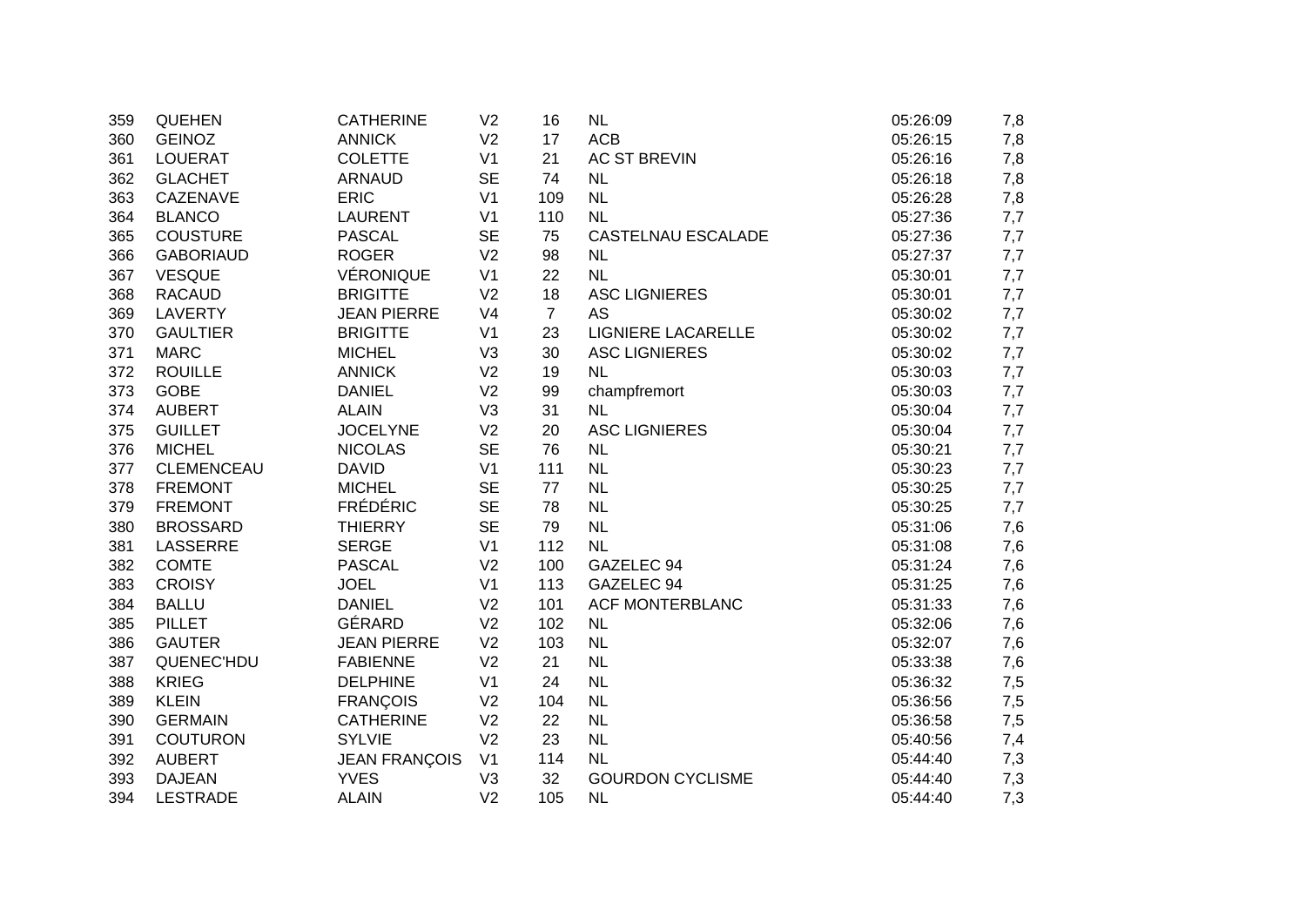| | | | | | | | |
|---|---|---|---|---|---|---|---|
| 359 | QUEHEN | CATHERINE | V2 | 16 | NL | 05:26:09 | 7,8 |
| 360 | GEINOZ | ANNICK | V2 | 17 | ACB | 05:26:15 | 7,8 |
| 361 | LOUERAT | COLETTE | V1 | 21 | AC ST BREVIN | 05:26:16 | 7,8 |
| 362 | GLACHET | ARNAUD | SE | 74 | NL | 05:26:18 | 7,8 |
| 363 | CAZENAVE | ERIC | V1 | 109 | NL | 05:26:28 | 7,8 |
| 364 | BLANCO | LAURENT | V1 | 110 | NL | 05:27:36 | 7,7 |
| 365 | COUSTURE | PASCAL | SE | 75 | CASTELNAU ESCALADE | 05:27:36 | 7,7 |
| 366 | GABORIAUD | ROGER | V2 | 98 | NL | 05:27:37 | 7,7 |
| 367 | VESQUE | VÉRONIQUE | V1 | 22 | NL | 05:30:01 | 7,7 |
| 368 | RACAUD | BRIGITTE | V2 | 18 | ASC LIGNIERES | 05:30:01 | 7,7 |
| 369 | LAVERTY | JEAN PIERRE | V4 | 7 | AS | 05:30:02 | 7,7 |
| 370 | GAULTIER | BRIGITTE | V1 | 23 | LIGNIERE LACARELLE | 05:30:02 | 7,7 |
| 371 | MARC | MICHEL | V3 | 30 | ASC LIGNIERES | 05:30:02 | 7,7 |
| 372 | ROUILLE | ANNICK | V2 | 19 | NL | 05:30:03 | 7,7 |
| 373 | GOBE | DANIEL | V2 | 99 | champfremort | 05:30:03 | 7,7 |
| 374 | AUBERT | ALAIN | V3 | 31 | NL | 05:30:04 | 7,7 |
| 375 | GUILLET | JOCELYNE | V2 | 20 | ASC LIGNIERES | 05:30:04 | 7,7 |
| 376 | MICHEL | NICOLAS | SE | 76 | NL | 05:30:21 | 7,7 |
| 377 | CLEMENCEAU | DAVID | V1 | 111 | NL | 05:30:23 | 7,7 |
| 378 | FREMONT | MICHEL | SE | 77 | NL | 05:30:25 | 7,7 |
| 379 | FREMONT | FRÉDÉRIC | SE | 78 | NL | 05:30:25 | 7,7 |
| 380 | BROSSARD | THIERRY | SE | 79 | NL | 05:31:06 | 7,6 |
| 381 | LASSERRE | SERGE | V1 | 112 | NL | 05:31:08 | 7,6 |
| 382 | COMTE | PASCAL | V2 | 100 | GAZELEC 94 | 05:31:24 | 7,6 |
| 383 | CROISY | JOEL | V1 | 113 | GAZELEC 94 | 05:31:25 | 7,6 |
| 384 | BALLU | DANIEL | V2 | 101 | ACF MONTERBLANC | 05:31:33 | 7,6 |
| 385 | PILLET | GÉRARD | V2 | 102 | NL | 05:32:06 | 7,6 |
| 386 | GAUTER | JEAN PIERRE | V2 | 103 | NL | 05:32:07 | 7,6 |
| 387 | QUENEC'HDU | FABIENNE | V2 | 21 | NL | 05:33:38 | 7,6 |
| 388 | KRIEG | DELPHINE | V1 | 24 | NL | 05:36:32 | 7,5 |
| 389 | KLEIN | FRANÇOIS | V2 | 104 | NL | 05:36:56 | 7,5 |
| 390 | GERMAIN | CATHERINE | V2 | 22 | NL | 05:36:58 | 7,5 |
| 391 | COUTURON | SYLVIE | V2 | 23 | NL | 05:40:56 | 7,4 |
| 392 | AUBERT | JEAN FRANÇOIS | V1 | 114 | NL | 05:44:40 | 7,3 |
| 393 | DAJEAN | YVES | V3 | 32 | GOURDON CYCLISME | 05:44:40 | 7,3 |
| 394 | LESTRADE | ALAIN | V2 | 105 | NL | 05:44:40 | 7,3 |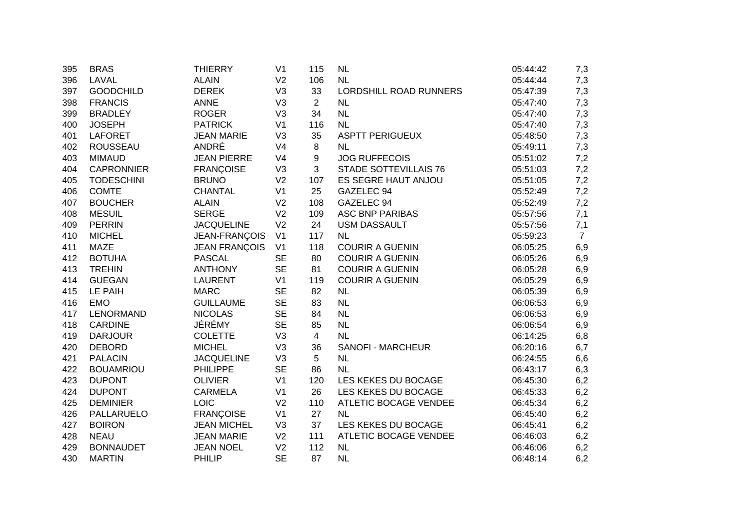| | | | | | | | |
|---|---|---|---|---|---|---|---|
| 395 | BRAS | THIERRY | V1 | 115 | NL | 05:44:42 | 7,3 |
| 396 | LAVAL | ALAIN | V2 | 106 | NL | 05:44:44 | 7,3 |
| 397 | GOODCHILD | DEREK | V3 | 33 | LORDSHILL ROAD RUNNERS | 05:47:39 | 7,3 |
| 398 | FRANCIS | ANNE | V3 | 2 | NL | 05:47:40 | 7,3 |
| 399 | BRADLEY | ROGER | V3 | 34 | NL | 05:47:40 | 7,3 |
| 400 | JOSEPH | PATRICK | V1 | 116 | NL | 05:47:40 | 7,3 |
| 401 | LAFORET | JEAN MARIE | V3 | 35 | ASPTT PERIGUEUX | 05:48:50 | 7,3 |
| 402 | ROUSSEAU | ANDRÉ | V4 | 8 | NL | 05:49:11 | 7,3 |
| 403 | MIMAUD | JEAN PIERRE | V4 | 9 | JOG RUFFECOIS | 05:51:02 | 7,2 |
| 404 | CAPRONNIER | FRANÇOISE | V3 | 3 | STADE SOTTEVILLAIS 76 | 05:51:03 | 7,2 |
| 405 | TODESCHINI | BRUNO | V2 | 107 | ES SEGRE HAUT ANJOU | 05:51:05 | 7,2 |
| 406 | COMTE | CHANTAL | V1 | 25 | GAZELEC 94 | 05:52:49 | 7,2 |
| 407 | BOUCHER | ALAIN | V2 | 108 | GAZELEC 94 | 05:52:49 | 7,2 |
| 408 | MESUIL | SERGE | V2 | 109 | ASC BNP PARIBAS | 05:57:56 | 7,1 |
| 409 | PERRIN | JACQUELINE | V2 | 24 | USM DASSAULT | 05:57:56 | 7,1 |
| 410 | MICHEL | JEAN-FRANÇOIS | V1 | 117 | NL | 05:59:23 | 7 |
| 411 | MAZE | JEAN FRANÇOIS | V1 | 118 | COURIR A GUENIN | 06:05:25 | 6,9 |
| 412 | BOTUHA | PASCAL | SE | 80 | COURIR A GUENIN | 06:05:26 | 6,9 |
| 413 | TREHIN | ANTHONY | SE | 81 | COURIR A GUENIN | 06:05:28 | 6,9 |
| 414 | GUEGAN | LAURENT | V1 | 119 | COURIR A GUENIN | 06:05:29 | 6,9 |
| 415 | LE PAIH | MARC | SE | 82 | NL | 06:05:39 | 6,9 |
| 416 | EMO | GUILLAUME | SE | 83 | NL | 06:06:53 | 6,9 |
| 417 | LENORMAND | NICOLAS | SE | 84 | NL | 06:06:53 | 6,9 |
| 418 | CARDINE | JÉRÉMY | SE | 85 | NL | 06:06:54 | 6,9 |
| 419 | DARJOUR | COLETTE | V3 | 4 | NL | 06:14:25 | 6,8 |
| 420 | DEBORD | MICHEL | V3 | 36 | SANOFI - MARCHEUR | 06:20:16 | 6,7 |
| 421 | PALACIN | JACQUELINE | V3 | 5 | NL | 06:24:55 | 6,6 |
| 422 | BOUAMRIOU | PHILIPPE | SE | 86 | NL | 06:43:17 | 6,3 |
| 423 | DUPONT | OLIVIER | V1 | 120 | LES KEKES DU BOCAGE | 06:45:30 | 6,2 |
| 424 | DUPONT | CARMELA | V1 | 26 | LES KEKES DU BOCAGE | 06:45:33 | 6,2 |
| 425 | DEMINIER | LOIC | V2 | 110 | ATLETIC BOCAGE VENDEE | 06:45:34 | 6,2 |
| 426 | PALLARUELO | FRANÇOISE | V1 | 27 | NL | 06:45:40 | 6,2 |
| 427 | BOIRON | JEAN MICHEL | V3 | 37 | LES KEKES DU BOCAGE | 06:45:41 | 6,2 |
| 428 | NEAU | JEAN MARIE | V2 | 111 | ATLETIC BOCAGE VENDEE | 06:46:03 | 6,2 |
| 429 | BONNAUDET | JEAN NOEL | V2 | 112 | NL | 06:46:06 | 6,2 |
| 430 | MARTIN | PHILIP | SE | 87 | NL | 06:48:14 | 6,2 |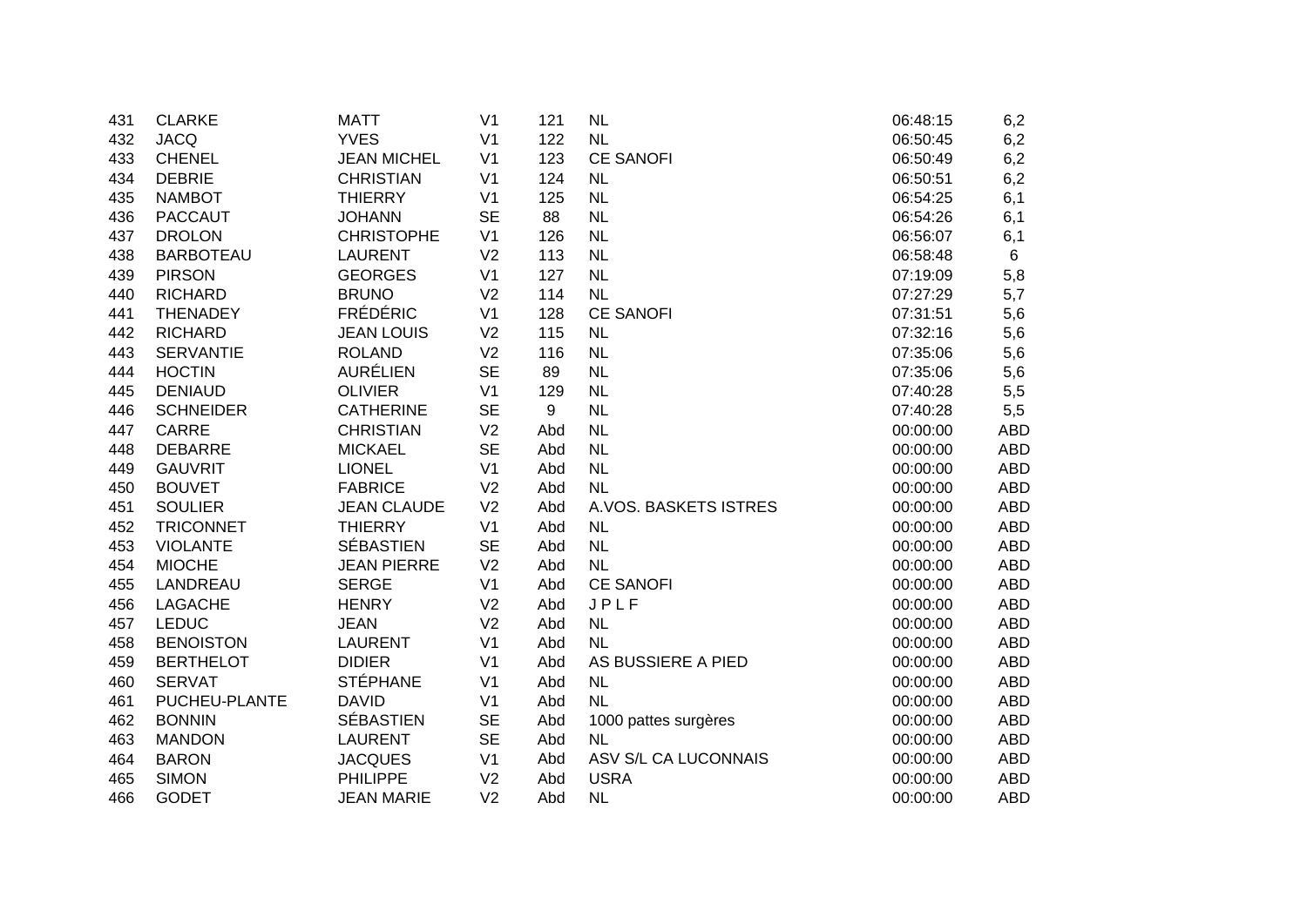| | | | | | | | |
|---|---|---|---|---|---|---|---|
| 431 | CLARKE | MATT | V1 | 121 | NL | 06:48:15 | 6,2 |
| 432 | JACQ | YVES | V1 | 122 | NL | 06:50:45 | 6,2 |
| 433 | CHENEL | JEAN MICHEL | V1 | 123 | CE SANOFI | 06:50:49 | 6,2 |
| 434 | DEBRIE | CHRISTIAN | V1 | 124 | NL | 06:50:51 | 6,2 |
| 435 | NAMBOT | THIERRY | V1 | 125 | NL | 06:54:25 | 6,1 |
| 436 | PACCAUT | JOHANN | SE | 88 | NL | 06:54:26 | 6,1 |
| 437 | DROLON | CHRISTOPHE | V1 | 126 | NL | 06:56:07 | 6,1 |
| 438 | BARBOTEAU | LAURENT | V2 | 113 | NL | 06:58:48 | 6 |
| 439 | PIRSON | GEORGES | V1 | 127 | NL | 07:19:09 | 5,8 |
| 440 | RICHARD | BRUNO | V2 | 114 | NL | 07:27:29 | 5,7 |
| 441 | THENADEY | FRÉDÉRIC | V1 | 128 | CE SANOFI | 07:31:51 | 5,6 |
| 442 | RICHARD | JEAN LOUIS | V2 | 115 | NL | 07:32:16 | 5,6 |
| 443 | SERVANTIE | ROLAND | V2 | 116 | NL | 07:35:06 | 5,6 |
| 444 | HOCTIN | AURÉLIEN | SE | 89 | NL | 07:35:06 | 5,6 |
| 445 | DENIAUD | OLIVIER | V1 | 129 | NL | 07:40:28 | 5,5 |
| 446 | SCHNEIDER | CATHERINE | SE | 9 | NL | 07:40:28 | 5,5 |
| 447 | CARRE | CHRISTIAN | V2 | Abd | NL | 00:00:00 | ABD |
| 448 | DEBARRE | MICKAEL | SE | Abd | NL | 00:00:00 | ABD |
| 449 | GAUVRIT | LIONEL | V1 | Abd | NL | 00:00:00 | ABD |
| 450 | BOUVET | FABRICE | V2 | Abd | NL | 00:00:00 | ABD |
| 451 | SOULIER | JEAN CLAUDE | V2 | Abd | A.VOS. BASKETS ISTRES | 00:00:00 | ABD |
| 452 | TRICONNET | THIERRY | V1 | Abd | NL | 00:00:00 | ABD |
| 453 | VIOLANTE | SÉBASTIEN | SE | Abd | NL | 00:00:00 | ABD |
| 454 | MIOCHE | JEAN PIERRE | V2 | Abd | NL | 00:00:00 | ABD |
| 455 | LANDREAU | SERGE | V1 | Abd | CE SANOFI | 00:00:00 | ABD |
| 456 | LAGACHE | HENRY | V2 | Abd | J P L F | 00:00:00 | ABD |
| 457 | LEDUC | JEAN | V2 | Abd | NL | 00:00:00 | ABD |
| 458 | BENOISTON | LAURENT | V1 | Abd | NL | 00:00:00 | ABD |
| 459 | BERTHELOT | DIDIER | V1 | Abd | AS BUSSIERE A PIED | 00:00:00 | ABD |
| 460 | SERVAT | STÉPHANE | V1 | Abd | NL | 00:00:00 | ABD |
| 461 | PUCHEU-PLANTE | DAVID | V1 | Abd | NL | 00:00:00 | ABD |
| 462 | BONNIN | SÉBASTIEN | SE | Abd | 1000 pattes surgères | 00:00:00 | ABD |
| 463 | MANDON | LAURENT | SE | Abd | NL | 00:00:00 | ABD |
| 464 | BARON | JACQUES | V1 | Abd | ASV S/L CA LUCONNAIS | 00:00:00 | ABD |
| 465 | SIMON | PHILIPPE | V2 | Abd | USRA | 00:00:00 | ABD |
| 466 | GODET | JEAN MARIE | V2 | Abd | NL | 00:00:00 | ABD |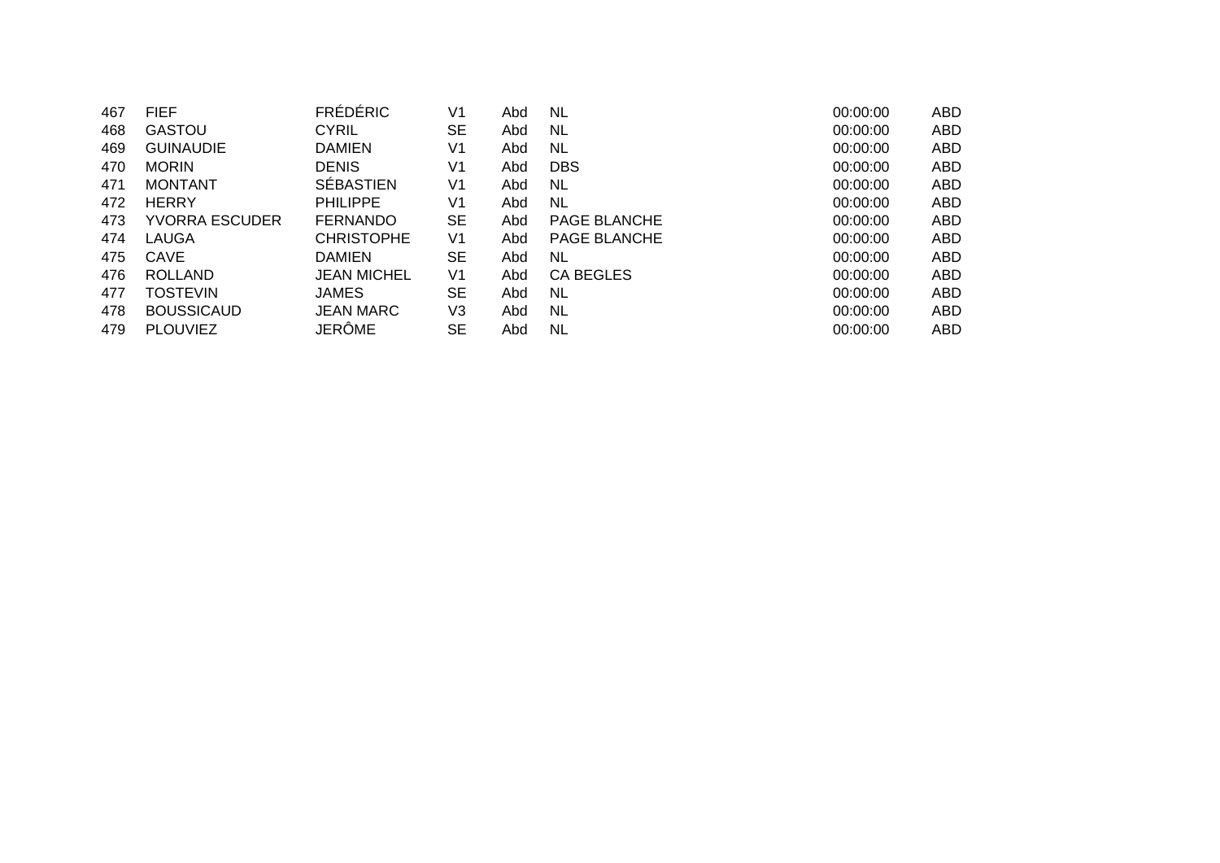| | | | | | | | |
|---|---|---|---|---|---|---|---|
| 467 | FIEF | FRÉDÉRIC | V1 | Abd | NL | 00:00:00 | ABD |
| 468 | GASTOU | CYRIL | SE | Abd | NL | 00:00:00 | ABD |
| 469 | GUINAUDIE | DAMIEN | V1 | Abd | NL | 00:00:00 | ABD |
| 470 | MORIN | DENIS | V1 | Abd | DBS | 00:00:00 | ABD |
| 471 | MONTANT | SÉBASTIEN | V1 | Abd | NL | 00:00:00 | ABD |
| 472 | HERRY | PHILIPPE | V1 | Abd | NL | 00:00:00 | ABD |
| 473 | YVORRA ESCUDER | FERNANDO | SE | Abd | PAGE BLANCHE | 00:00:00 | ABD |
| 474 | LAUGA | CHRISTOPHE | V1 | Abd | PAGE BLANCHE | 00:00:00 | ABD |
| 475 | CAVE | DAMIEN | SE | Abd | NL | 00:00:00 | ABD |
| 476 | ROLLAND | JEAN MICHEL | V1 | Abd | CA BEGLES | 00:00:00 | ABD |
| 477 | TOSTEVIN | JAMES | SE | Abd | NL | 00:00:00 | ABD |
| 478 | BOUSSICAUD | JEAN MARC | V3 | Abd | NL | 00:00:00 | ABD |
| 479 | PLOUVIEZ | JERÔME | SE | Abd | NL | 00:00:00 | ABD |